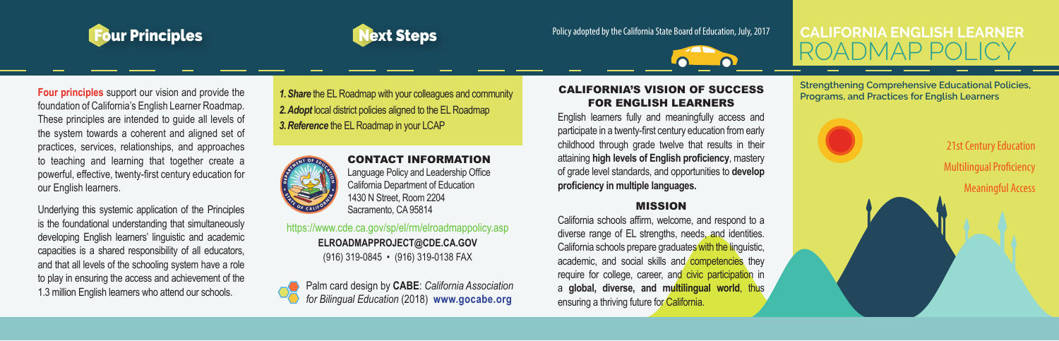## Four Principles

**Four principles** support our vision and provide the foundation of California's English Learner Roadmap. These principles are intended to guide all levels of the system towards a coherent and aligned set of practices, services, relationships, and approaches to teaching and learning that together create a powerful, effective, twenty-first century education for our English learners.

Underlying this systemic application of the Principles is the foundational understanding that simultaneously developing English learners' linguistic and academic capacities is a shared responsibility of all educators, and that all levels of the schooling system have a role to play in ensuring the access and achievement of the 1.3 million English learners who attend our schools.

## Next Steps

*1. **Share*** the EL Roadmap with your colleagues and community
*2. **Adopt*** local district policies aligned to the EL Roadmap
*3. **Reference*** the EL Roadmap in your LCAP

### CONTACT INFORMATION

Language Policy and Leadership Office
California Department of Education
1430 N Street, Room 2204
Sacramento, CA 95814

https://www.cde.ca.gov/sp/el/rm/elroadmappolicy.asp
**ELROADMAPPROJECT@CDE.CA.GOV**
(916) 319-0845 • (916) 319-0138 FAX

Palm card design by **CABE**: *California Association for Bilingual Education* (2018) **www.gocabe.org**

Policy adopted by the California State Board of Education, July, 2017

### CALIFORNIA'S VISION OF SUCCESS FOR ENGLISH LEARNERS

English learners fully and meaningfully access and participate in a twenty-first century education from early childhood through grade twelve that results in their attaining **high levels of English proficiency**, mastery of grade level standards, and opportunities to **develop proficiency in multiple languages.**

### MISSION

California schools affirm, welcome, and respond to a diverse range of EL strengths, needs, and identities. California schools prepare graduates with the linguistic, academic, and social skills and competencies they require for college, career, and civic participation in a **global, diverse, and multilingual world**, thus ensuring a thriving future for California.

# CALIFORNIA ENGLISH LEARNER ROADMAP POLICY

**Strengthening Comprehensive Educational Policies, Programs, and Practices for English Learners**

21st Century Education
Multilingual Proficiency
Meaningful Access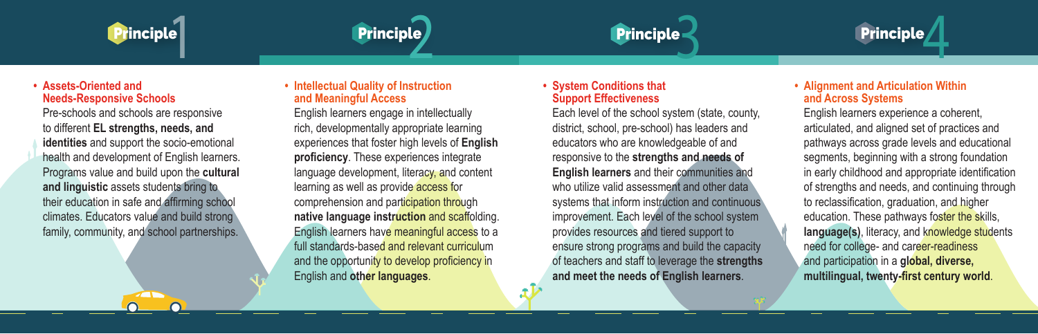## Principle 1

- **Assets-Oriented and Needs-Responsive Schools**

  Pre-schools and schools are responsive to different **EL strengths, needs, and identities** and support the socio-emotional health and development of English learners. Programs value and build upon the **cultural and linguistic** assets students bring to their education in safe and affirming school climates. Educators value and build strong family, community, and school partnerships.

## Principle 2

- **Intellectual Quality of Instruction and Meaningful Access**

  English learners engage in intellectually rich, developmentally appropriate learning experiences that foster high levels of **English proficiency**. These experiences integrate language development, literacy, and content learning as well as provide access for comprehension and participation through **native language instruction** and scaffolding. English learners have meaningful access to a full standards-based and relevant curriculum and the opportunity to develop proficiency in English and **other languages**.

## Principle 3

- **System Conditions that Support Effectiveness**

  Each level of the school system (state, county, district, school, pre-school) has leaders and educators who are knowledgeable of and responsive to the **strengths and needs of English learners** and their communities and who utilize valid assessment and other data systems that inform instruction and continuous improvement. Each level of the school system provides resources and tiered support to ensure strong programs and build the capacity of teachers and staff to leverage the **strengths and meet the needs of English learners**.

## Principle 4

- **Alignment and Articulation Within and Across Systems**

  English learners experience a coherent, articulated, and aligned set of practices and pathways across grade levels and educational segments, beginning with a strong foundation in early childhood and appropriate identification of strengths and needs, and continuing through to reclassification, graduation, and higher education. These pathways foster the skills, **language(s)**, literacy, and knowledge students need for college- and career-readiness and participation in a **global, diverse, multilingual, twenty-first century world**.